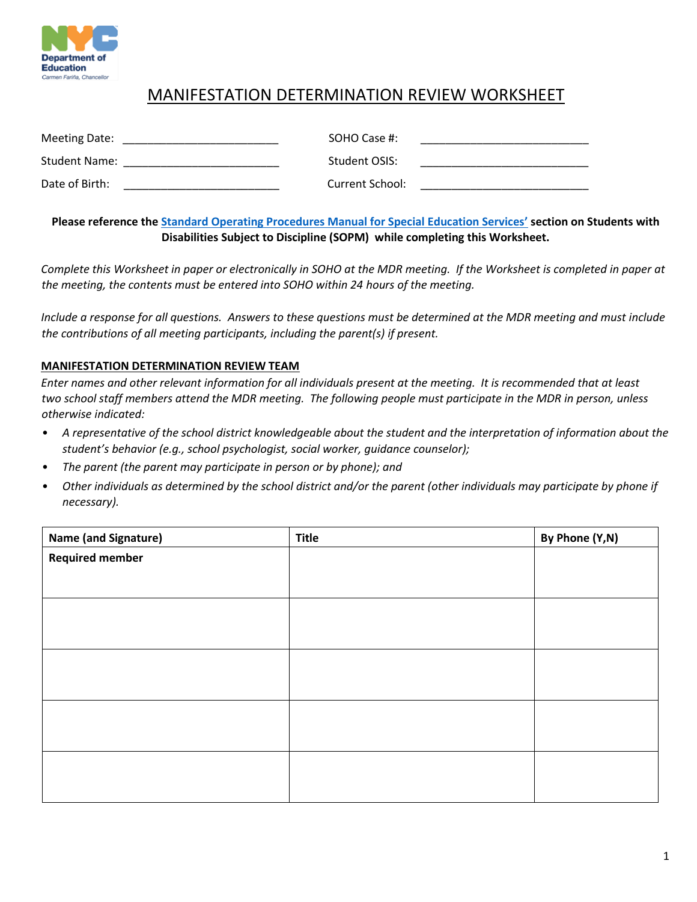# MANIFESTATION DETERMINATION REVIEW WORKSHEET

Meeting Date: _________________________ SOHO Case #: ___________________________

Student Name: _________________________ Student OSIS: ___________________________

Date of Birth: _________________________ Current School: ___________________________

**Please reference the [Standard Operating Procedures Manual for Special Education Services'] section on Students with Disabilities Subject to Discipline (SOPM) while completing this Worksheet.**

*Complete this Worksheet in paper or electronically in SOHO at the MDR meeting. If the Worksheet is completed in paper at the meeting, the contents must be entered into SOHO within 24 hours of the meeting.*

*Include a response for all questions. Answers to these questions must be determined at the MDR meeting and must include the contributions of all meeting participants, including the parent(s) if present.*

## MANIFESTATION DETERMINATION REVIEW TEAM

*Enter names and other relevant information for all individuals present at the meeting. It is recommended that at least two school staff members attend the MDR meeting. The following people must participate in the MDR in person, unless otherwise indicated:*

- *A representative of the school district knowledgeable about the student and the interpretation of information about the student's behavior (e.g., school psychologist, social worker, guidance counselor);*
- *The parent (the parent may participate in person or by phone); and*
- *Other individuals as determined by the school district and/or the parent (other individuals may participate by phone if necessary).*

| Name (and Signature) | Title | By Phone (Y,N) |
|---|---|---|
| **Required member** | | |
| | | |
| | | |
| | | |
| | | |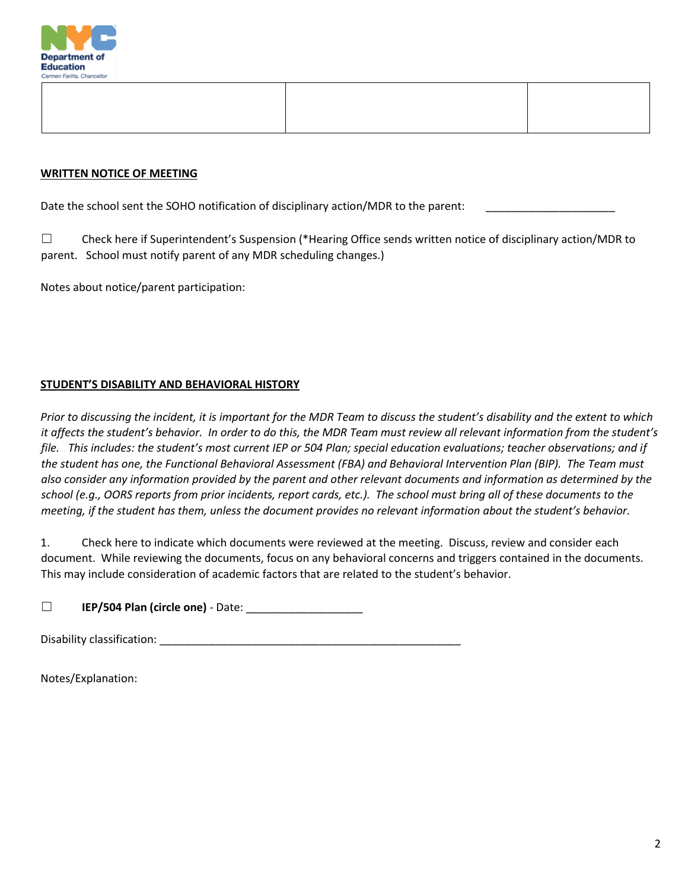| | | |
|---|---|---|
| | | |

**WRITTEN NOTICE OF MEETING**

Date the school sent the SOHO notification of disciplinary action/MDR to the parent: ______________________

☐ Check here if Superintendent's Suspension (*Hearing Office sends written notice of disciplinary action/MDR to parent. School must notify parent of any MDR scheduling changes.)

Notes about notice/parent participation:

**STUDENT'S DISABILITY AND BEHAVIORAL HISTORY**

*Prior to discussing the incident, it is important for the MDR Team to discuss the student's disability and the extent to which it affects the student's behavior. In order to do this, the MDR Team must review all relevant information from the student's file. This includes: the student's most current IEP or 504 Plan; special education evaluations; teacher observations; and if the student has one, the Functional Behavioral Assessment (FBA) and Behavioral Intervention Plan (BIP). The Team must also consider any information provided by the parent and other relevant documents and information as determined by the school (e.g., OORS reports from prior incidents, report cards, etc.). The school must bring all of these documents to the meeting, if the student has them, unless the document provides no relevant information about the student's behavior.*

1. Check here to indicate which documents were reviewed at the meeting. Discuss, review and consider each document. While reviewing the documents, focus on any behavioral concerns and triggers contained in the documents. This may include consideration of academic factors that are related to the student's behavior.

☐ **IEP/504 Plan (circle one)** - Date: ____________________

Disability classification: ____________________________________________________

Notes/Explanation: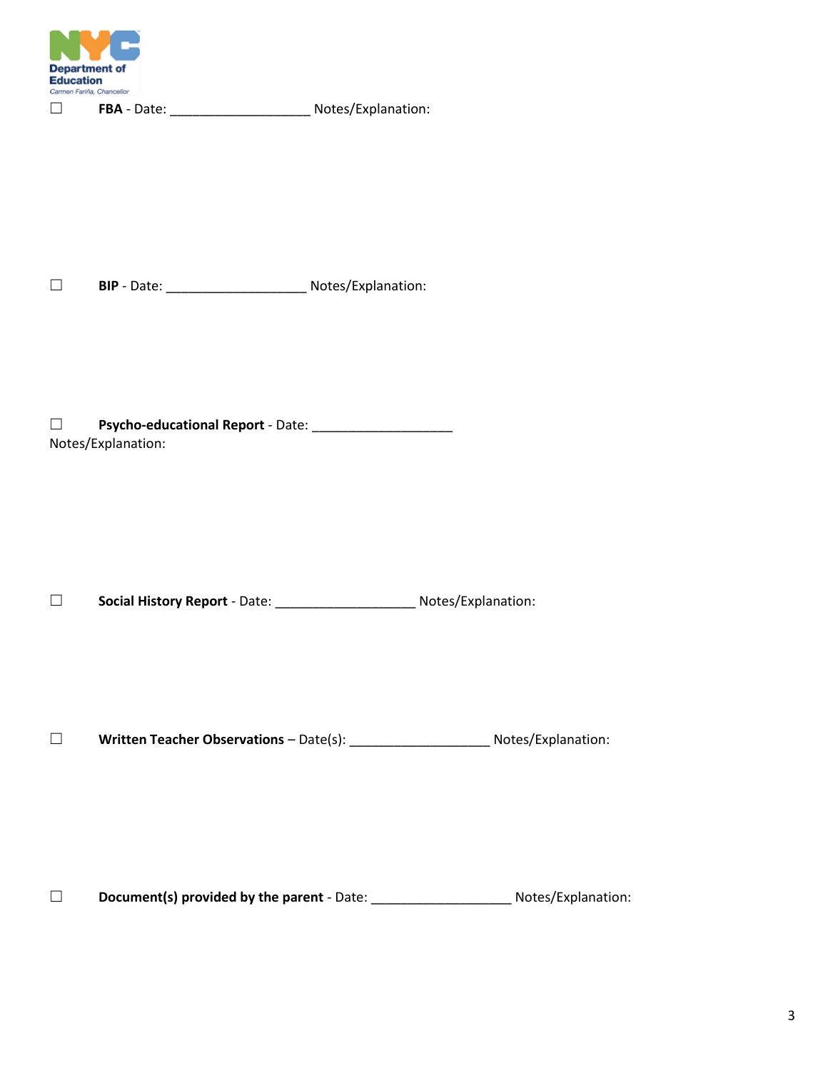☐ **FBA** - Date: ___________________ Notes/Explanation:

☐ **BIP** - Date: ___________________ Notes/Explanation:

☐ **Psycho-educational Report** - Date: ___________________
Notes/Explanation:

☐ **Social History Report** - Date: ___________________ Notes/Explanation:

☐ **Written Teacher Observations** – Date(s): ___________________ Notes/Explanation:

☐ **Document(s) provided by the parent** - Date: ___________________ Notes/Explanation: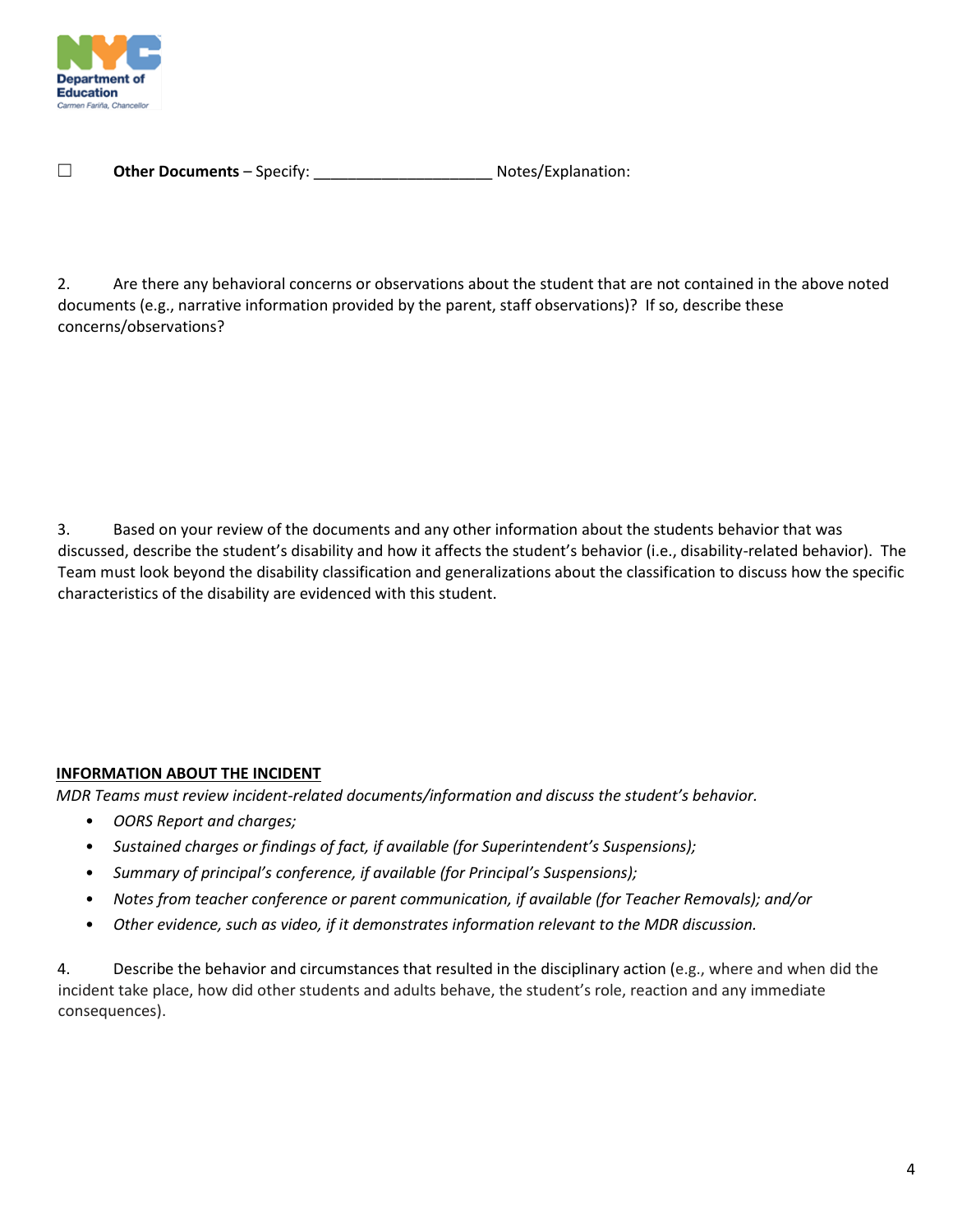☐ **Other Documents** – Specify: _____________________ Notes/Explanation:

2. Are there any behavioral concerns or observations about the student that are not contained in the above noted documents (e.g., narrative information provided by the parent, staff observations)? If so, describe these concerns/observations?

3. Based on your review of the documents and any other information about the students behavior that was discussed, describe the student's disability and how it affects the student's behavior (i.e., disability-related behavior). The Team must look beyond the disability classification and generalizations about the classification to discuss how the specific characteristics of the disability are evidenced with this student.

## INFORMATION ABOUT THE INCIDENT

*MDR Teams must review incident-related documents/information and discuss the student's behavior.*

- *OORS Report and charges;*
- *Sustained charges or findings of fact, if available (for Superintendent's Suspensions);*
- *Summary of principal's conference, if available (for Principal's Suspensions);*
- *Notes from teacher conference or parent communication, if available (for Teacher Removals); and/or*
- *Other evidence, such as video, if it demonstrates information relevant to the MDR discussion.*

4. Describe the behavior and circumstances that resulted in the disciplinary action (e.g., where and when did the incident take place, how did other students and adults behave, the student's role, reaction and any immediate consequences).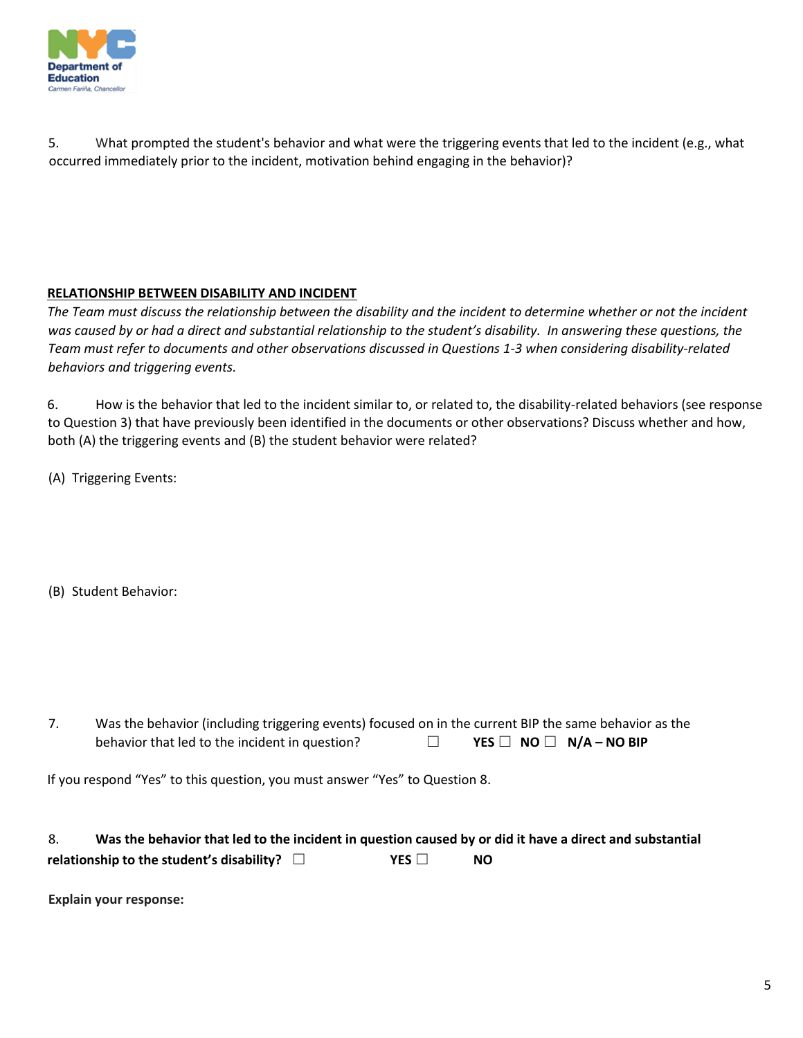5. What prompted the student's behavior and what were the triggering events that led to the incident (e.g., what occurred immediately prior to the incident, motivation behind engaging in the behavior)?

**RELATIONSHIP BETWEEN DISABILITY AND INCIDENT**

*The Team must discuss the relationship between the disability and the incident to determine whether or not the incident was caused by or had a direct and substantial relationship to the student's disability. In answering these questions, the Team must refer to documents and other observations discussed in Questions 1-3 when considering disability-related behaviors and triggering events.*

6. How is the behavior that led to the incident similar to, or related to, the disability-related behaviors (see response to Question 3) that have previously been identified in the documents or other observations? Discuss whether and how, both (A) the triggering events and (B) the student behavior were related?

(A) Triggering Events:

(B) Student Behavior:

7. Was the behavior (including triggering events) focused on in the current BIP the same behavior as the behavior that led to the incident in question? ☐ **YES** ☐ **NO** ☐ **N/A – NO BIP**

If you respond "Yes" to this question, you must answer "Yes" to Question 8.

8. **Was the behavior that led to the incident in question caused by or did it have a direct and substantial relationship to the student's disability?** ☐ **YES** ☐ **NO**

**Explain your response:**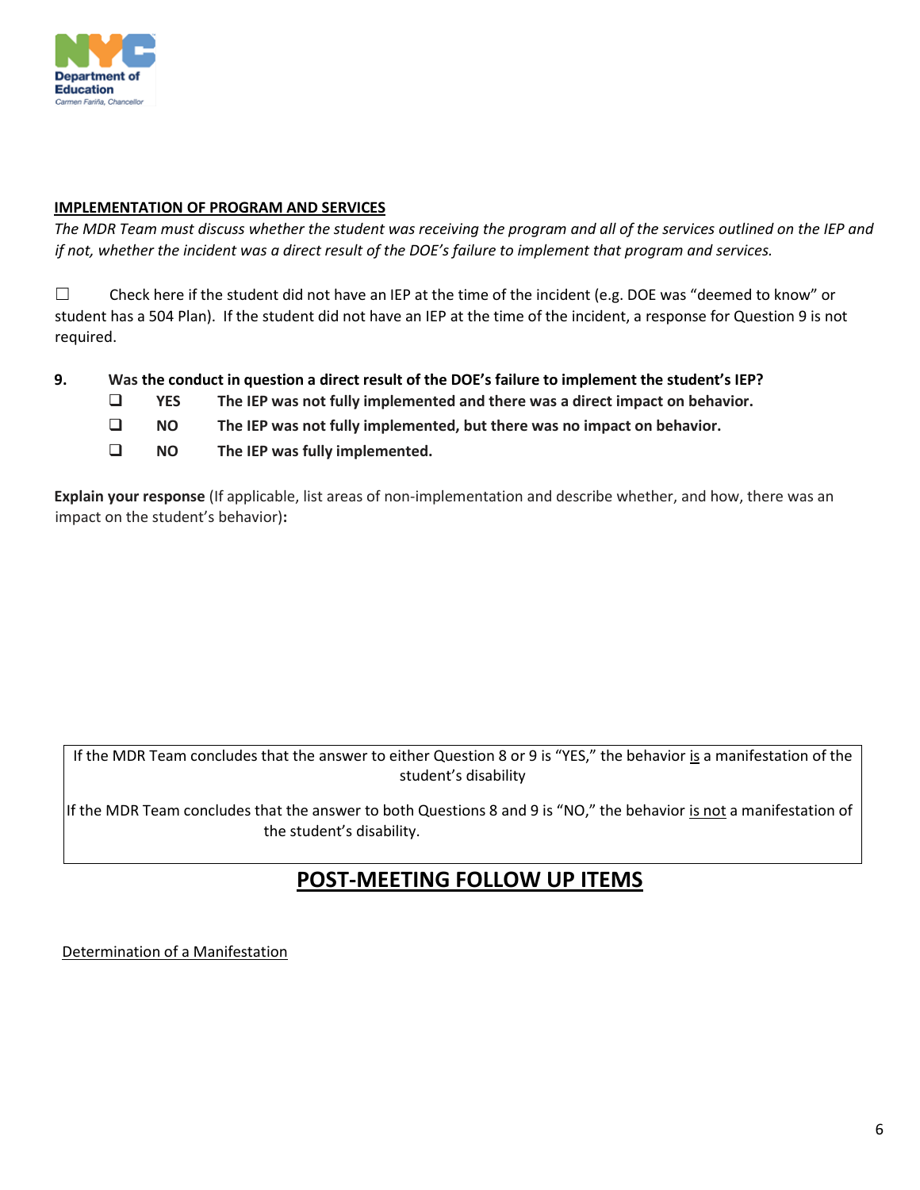**IMPLEMENTATION OF PROGRAM AND SERVICES**

*The MDR Team must discuss whether the student was receiving the program and all of the services outlined on the IEP and if not, whether the incident was a direct result of the DOE's failure to implement that program and services.*

☐ Check here if the student did not have an IEP at the time of the incident (e.g. DOE was "deemed to know" or student has a 504 Plan). If the student did not have an IEP at the time of the incident, a response for Question 9 is not required.

**9. Was the conduct in question a direct result of the DOE's failure to implement the student's IEP?**

- ☐ **YES** **The IEP was not fully implemented and there was a direct impact on behavior.**
- ☐ **NO** **The IEP was not fully implemented, but there was no impact on behavior.**
- ☐ **NO** **The IEP was fully implemented.**

**Explain your response** (If applicable, list areas of non-implementation and describe whether, and how, there was an impact on the student's behavior)**:**

If the MDR Team concludes that the answer to either Question 8 or 9 is "YES," the behavior is a manifestation of the student's disability

If the MDR Team concludes that the answer to both Questions 8 and 9 is "NO," the behavior is not a manifestation of the student's disability.

## POST-MEETING FOLLOW UP ITEMS

Determination of a Manifestation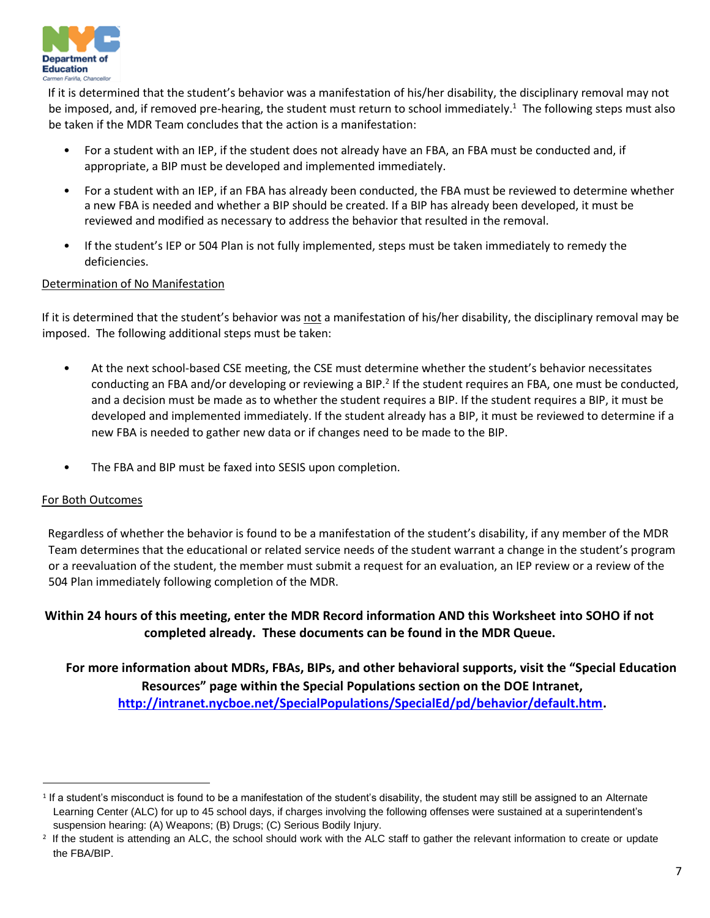If it is determined that the student's behavior was a manifestation of his/her disability, the disciplinary removal may not be imposed, and, if removed pre-hearing, the student must return to school immediately.[1] The following steps must also be taken if the MDR Team concludes that the action is a manifestation:

- For a student with an IEP, if the student does not already have an FBA, an FBA must be conducted and, if appropriate, a BIP must be developed and implemented immediately.
- For a student with an IEP, if an FBA has already been conducted, the FBA must be reviewed to determine whether a new FBA is needed and whether a BIP should be created. If a BIP has already been developed, it must be reviewed and modified as necessary to address the behavior that resulted in the removal.
- If the student's IEP or 504 Plan is not fully implemented, steps must be taken immediately to remedy the deficiencies.

<u>Determination of No Manifestation</u>

If it is determined that the student's behavior was <u>not</u> a manifestation of his/her disability, the disciplinary removal may be imposed. The following additional steps must be taken:

- At the next school-based CSE meeting, the CSE must determine whether the student's behavior necessitates conducting an FBA and/or developing or reviewing a BIP.[2] If the student requires an FBA, one must be conducted, and a decision must be made as to whether the student requires a BIP. If the student requires a BIP, it must be developed and implemented immediately. If the student already has a BIP, it must be reviewed to determine if a new FBA is needed to gather new data or if changes need to be made to the BIP.
- The FBA and BIP must be faxed into SESIS upon completion.

<u>For Both Outcomes</u>

Regardless of whether the behavior is found to be a manifestation of the student's disability, if any member of the MDR Team determines that the educational or related service needs of the student warrant a change in the student's program or a reevaluation of the student, the member must submit a request for an evaluation, an IEP review or a review of the 504 Plan immediately following completion of the MDR.

**Within 24 hours of this meeting, enter the MDR Record information AND this Worksheet into SOHO if not completed already. These documents can be found in the MDR Queue.**

**For more information about MDRs, FBAs, BIPs, and other behavioral supports, visit the "Special Education Resources" page within the Special Populations section on the DOE Intranet, [http://intranet.nycboe.net/SpecialPopulations/SpecialEd/pd/behavior/default.htm](http://intranet.nycboe.net/SpecialPopulations/SpecialEd/pd/behavior/default.htm).**

---

[1] If a student's misconduct is found to be a manifestation of the student's disability, the student may still be assigned to an Alternate Learning Center (ALC) for up to 45 school days, if charges involving the following offenses were sustained at a superintendent's suspension hearing: (A) Weapons; (B) Drugs; (C) Serious Bodily Injury.

[2] If the student is attending an ALC, the school should work with the ALC staff to gather the relevant information to create or update the FBA/BIP.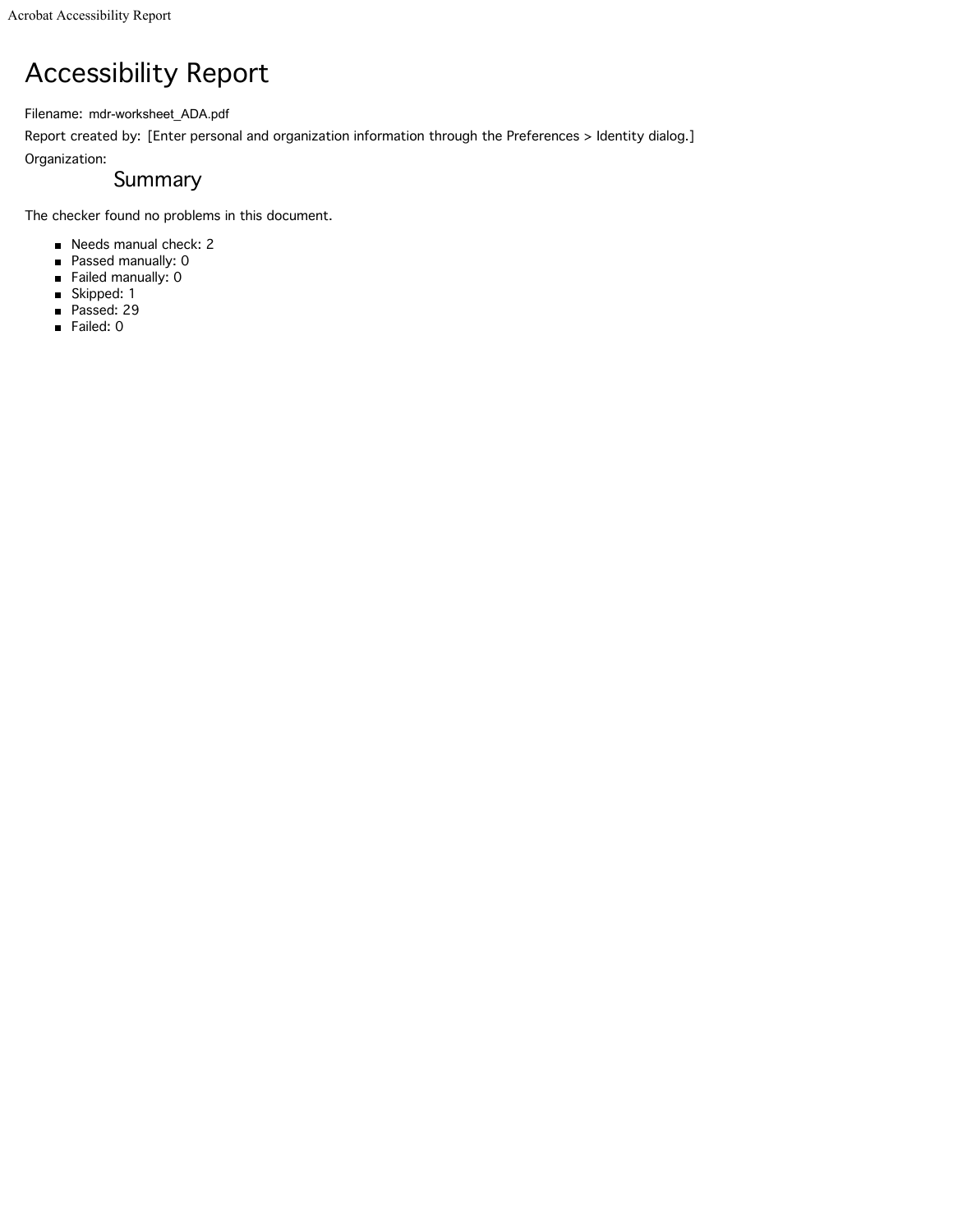# Accessibility Report

Filename: mdr-worksheet_ADA.pdf

Report created by: [Enter personal and organization information through the Preferences > Identity dialog.]

Organization:

## Summary

The checker found no problems in this document.

- Needs manual check: 2
- Passed manually: 0
- Failed manually: 0
- Skipped: 1
- Passed: 29
- Failed: 0